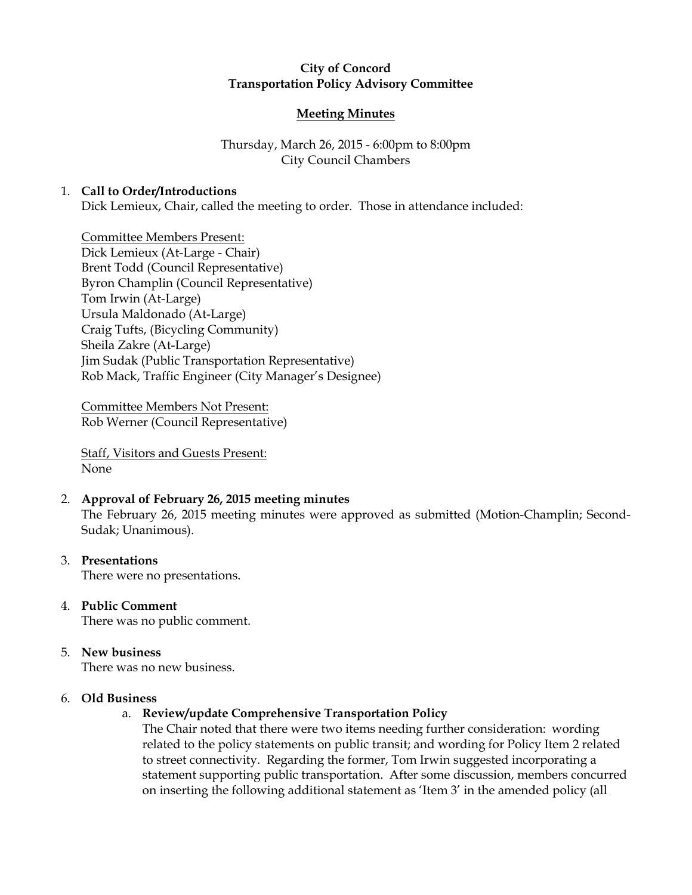**City of Concord**
**Transportation Policy Advisory Committee**

**Meeting Minutes**

Thursday, March 26, 2015 - 6:00pm to 8:00pm
City Council Chambers

1. **Call to Order/Introductions**
   Dick Lemieux, Chair, called the meeting to order. Those in attendance included:

   Committee Members Present:
   Dick Lemieux (At-Large - Chair)
   Brent Todd (Council Representative)
   Byron Champlin (Council Representative)
   Tom Irwin (At-Large)
   Ursula Maldonado (At-Large)
   Craig Tufts, (Bicycling Community)
   Sheila Zakre (At-Large)
   Jim Sudak (Public Transportation Representative)
   Rob Mack, Traffic Engineer (City Manager's Designee)

   Committee Members Not Present:
   Rob Werner (Council Representative)

   Staff, Visitors and Guests Present:
   None

2. **Approval of February 26, 2015 meeting minutes**
   The February 26, 2015 meeting minutes were approved as submitted (Motion-Champlin; Second-Sudak; Unanimous).

3. **Presentations**
   There were no presentations.

4. **Public Comment**
   There was no public comment.

5. **New business**
   There was no new business.

6. **Old Business**
   a. **Review/update Comprehensive Transportation Policy**
      The Chair noted that there were two items needing further consideration: wording related to the policy statements on public transit; and wording for Policy Item 2 related to street connectivity. Regarding the former, Tom Irwin suggested incorporating a statement supporting public transportation. After some discussion, members concurred on inserting the following additional statement as 'Item 3' in the amended policy (all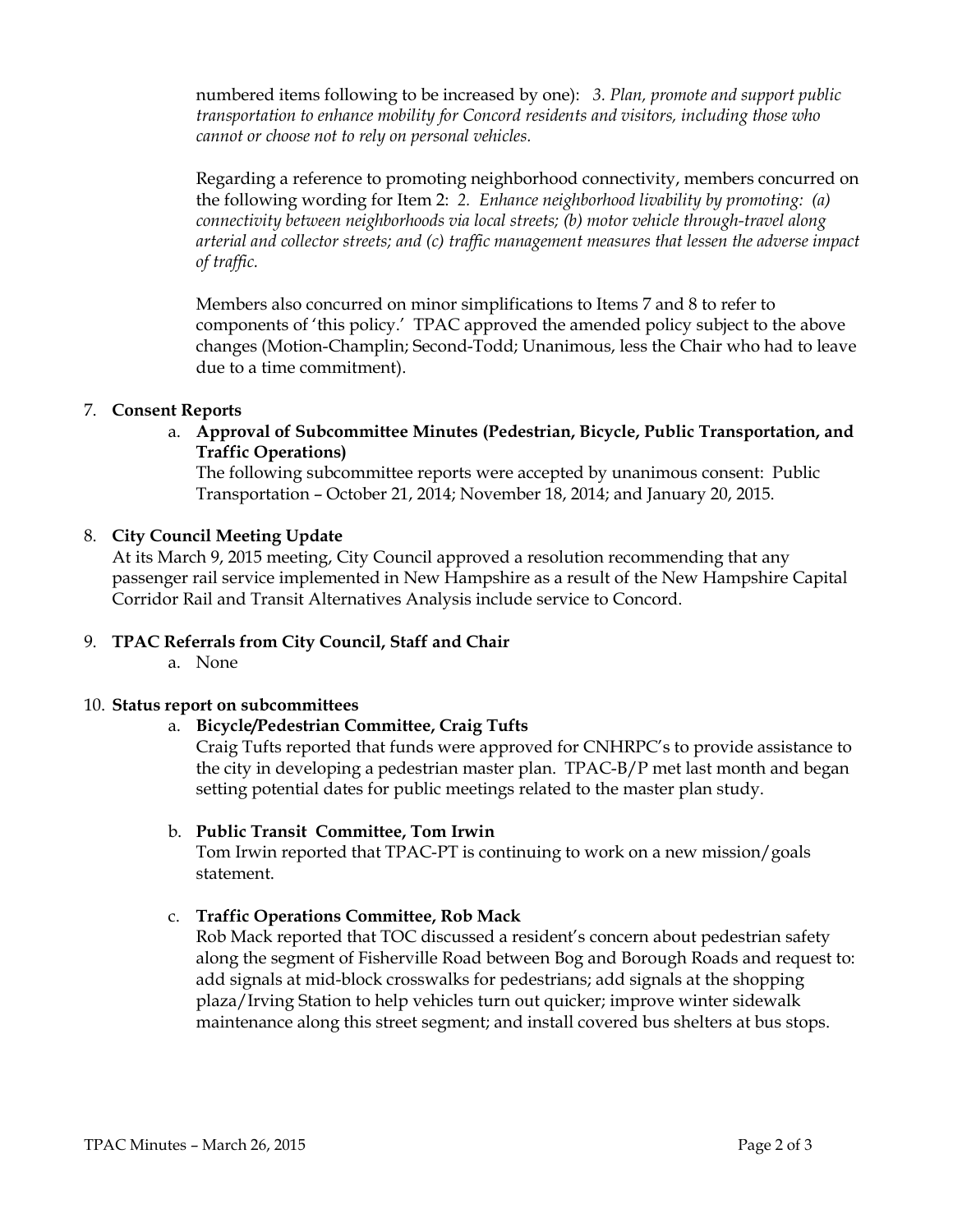numbered items following to be increased by one): *3. Plan, promote and support public transportation to enhance mobility for Concord residents and visitors, including those who cannot or choose not to rely on personal vehicles.*

Regarding a reference to promoting neighborhood connectivity, members concurred on the following wording for Item 2: *2. Enhance neighborhood livability by promoting: (a) connectivity between neighborhoods via local streets; (b) motor vehicle through-travel along arterial and collector streets; and (c) traffic management measures that lessen the adverse impact of traffic.*

Members also concurred on minor simplifications to Items 7 and 8 to refer to components of 'this policy.' TPAC approved the amended policy subject to the above changes (Motion-Champlin; Second-Todd; Unanimous, less the Chair who had to leave due to a time commitment).

7. **Consent Reports**
   a. **Approval of Subcommittee Minutes (Pedestrian, Bicycle, Public Transportation, and Traffic Operations)**
   The following subcommittee reports were accepted by unanimous consent: Public Transportation – October 21, 2014; November 18, 2014; and January 20, 2015.

8. **City Council Meeting Update**
   At its March 9, 2015 meeting, City Council approved a resolution recommending that any passenger rail service implemented in New Hampshire as a result of the New Hampshire Capital Corridor Rail and Transit Alternatives Analysis include service to Concord.

9. **TPAC Referrals from City Council, Staff and Chair**
   a. None

10. **Status report on subcommittees**
    a. **Bicycle/Pedestrian Committee, Craig Tufts**
    Craig Tufts reported that funds were approved for CNHRPC's to provide assistance to the city in developing a pedestrian master plan. TPAC-B/P met last month and began setting potential dates for public meetings related to the master plan study.

    b. **Public Transit Committee, Tom Irwin**
    Tom Irwin reported that TPAC-PT is continuing to work on a new mission/goals statement.

    c. **Traffic Operations Committee, Rob Mack**
    Rob Mack reported that TOC discussed a resident's concern about pedestrian safety along the segment of Fisherville Road between Bog and Borough Roads and request to: add signals at mid-block crosswalks for pedestrians; add signals at the shopping plaza/Irving Station to help vehicles turn out quicker; improve winter sidewalk maintenance along this street segment; and install covered bus shelters at bus stops.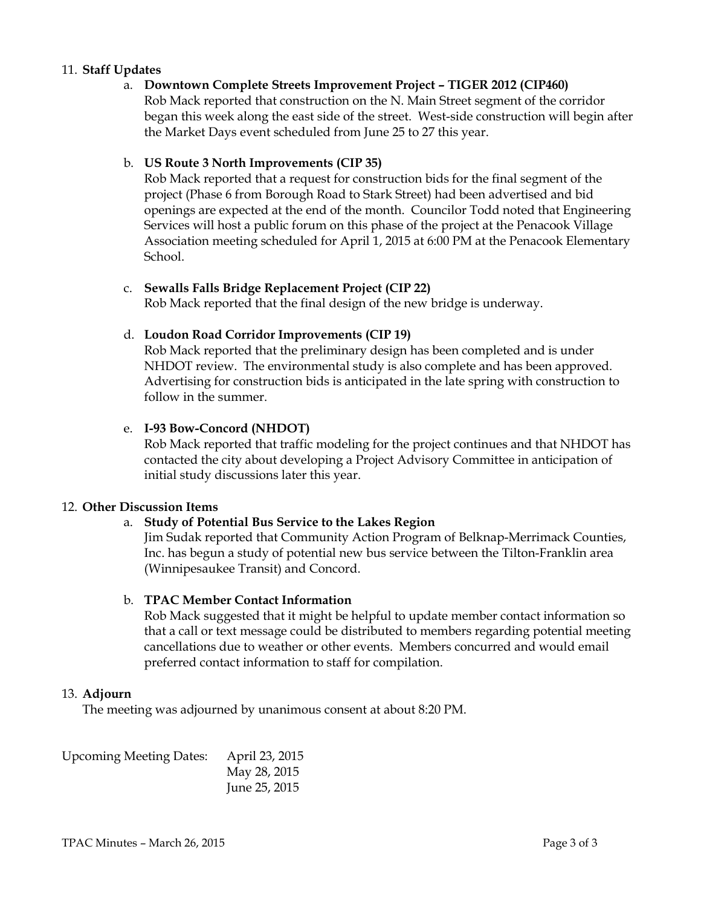11. **Staff Updates**

    a. **Downtown Complete Streets Improvement Project – TIGER 2012 (CIP460)**
    Rob Mack reported that construction on the N. Main Street segment of the corridor began this week along the east side of the street. West-side construction will begin after the Market Days event scheduled from June 25 to 27 this year.

    b. **US Route 3 North Improvements (CIP 35)**
    Rob Mack reported that a request for construction bids for the final segment of the project (Phase 6 from Borough Road to Stark Street) had been advertised and bid openings are expected at the end of the month. Councilor Todd noted that Engineering Services will host a public forum on this phase of the project at the Penacook Village Association meeting scheduled for April 1, 2015 at 6:00 PM at the Penacook Elementary School.

    c. **Sewalls Falls Bridge Replacement Project (CIP 22)**
    Rob Mack reported that the final design of the new bridge is underway.

    d. **Loudon Road Corridor Improvements (CIP 19)**
    Rob Mack reported that the preliminary design has been completed and is under NHDOT review. The environmental study is also complete and has been approved. Advertising for construction bids is anticipated in the late spring with construction to follow in the summer.

    e. **I-93 Bow-Concord (NHDOT)**
    Rob Mack reported that traffic modeling for the project continues and that NHDOT has contacted the city about developing a Project Advisory Committee in anticipation of initial study discussions later this year.

12. **Other Discussion Items**

    a. **Study of Potential Bus Service to the Lakes Region**
    Jim Sudak reported that Community Action Program of Belknap-Merrimack Counties, Inc. has begun a study of potential new bus service between the Tilton-Franklin area (Winnipesaukee Transit) and Concord.

    b. **TPAC Member Contact Information**
    Rob Mack suggested that it might be helpful to update member contact information so that a call or text message could be distributed to members regarding potential meeting cancellations due to weather or other events. Members concurred and would email preferred contact information to staff for compilation.

13. **Adjourn**
    The meeting was adjourned by unanimous consent at about 8:20 PM.

Upcoming Meeting Dates: April 23, 2015
May 28, 2015
June 25, 2015